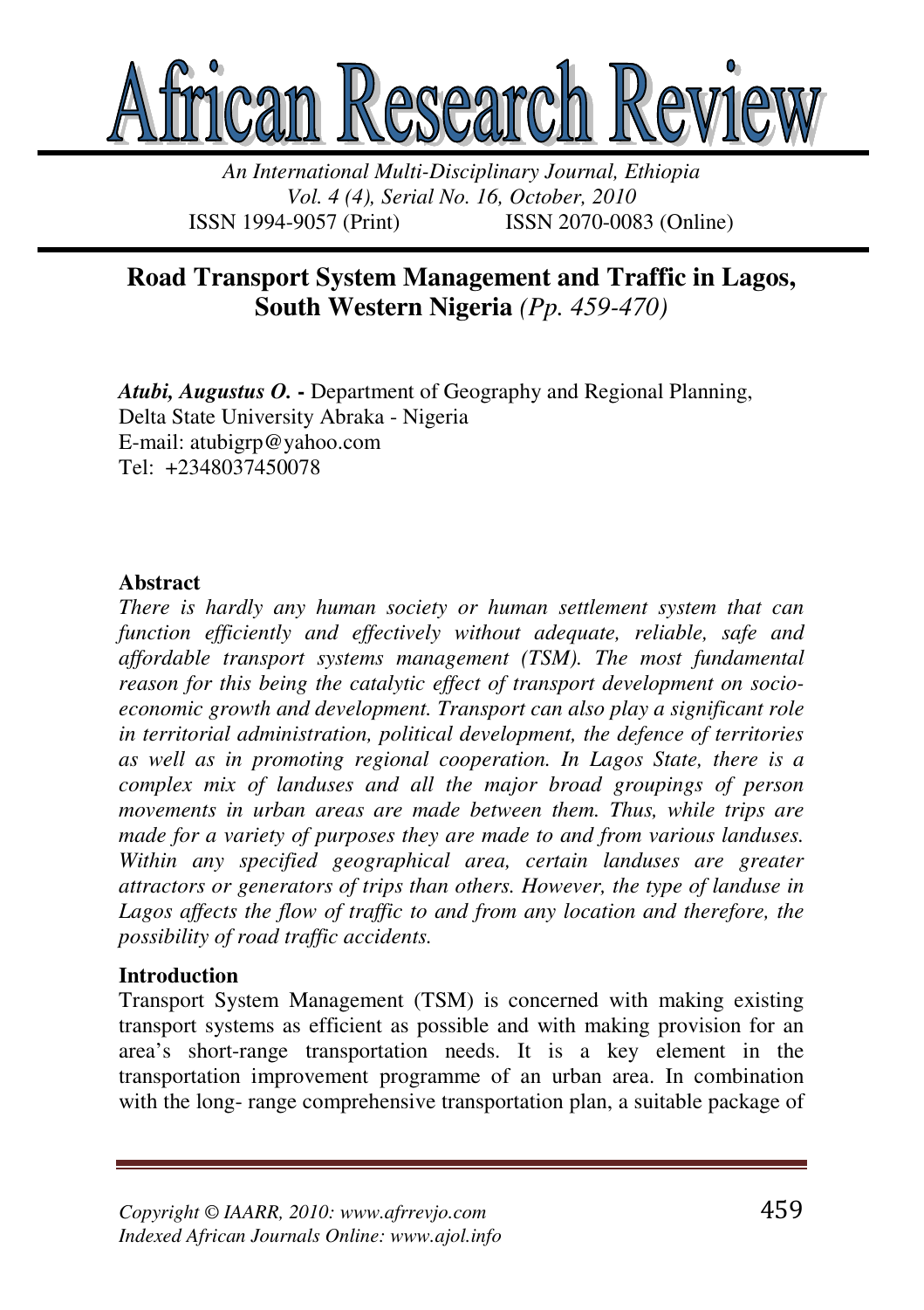# African Research Review

*An International Multi-Disciplinary Journal, Ethiopia*
*Vol. 4 (4), Serial No. 16, October, 2010*
ISSN 1994-9057 (Print) ISSN 2070-0083 (Online)

## Road Transport System Management and Traffic in Lagos, South Western Nigeria *(Pp. 459-470)*

***Atubi, Augustus O.*** **-** Department of Geography and Regional Planning, Delta State University Abraka - Nigeria
E-mail: atubigrp@yahoo.com
Tel: +2348037450078

### Abstract

*There is hardly any human society or human settlement system that can function efficiently and effectively without adequate, reliable, safe and affordable transport systems management (TSM). The most fundamental reason for this being the catalytic effect of transport development on socio-economic growth and development. Transport can also play a significant role in territorial administration, political development, the defence of territories as well as in promoting regional cooperation. In Lagos State, there is a complex mix of landuses and all the major broad groupings of person movements in urban areas are made between them. Thus, while trips are made for a variety of purposes they are made to and from various landuses. Within any specified geographical area, certain landuses are greater attractors or generators of trips than others. However, the type of landuse in Lagos affects the flow of traffic to and from any location and therefore, the possibility of road traffic accidents.*

### Introduction

Transport System Management (TSM) is concerned with making existing transport systems as efficient as possible and with making provision for an area's short-range transportation needs. It is a key element in the transportation improvement programme of an urban area. In combination with the long- range comprehensive transportation plan, a suitable package of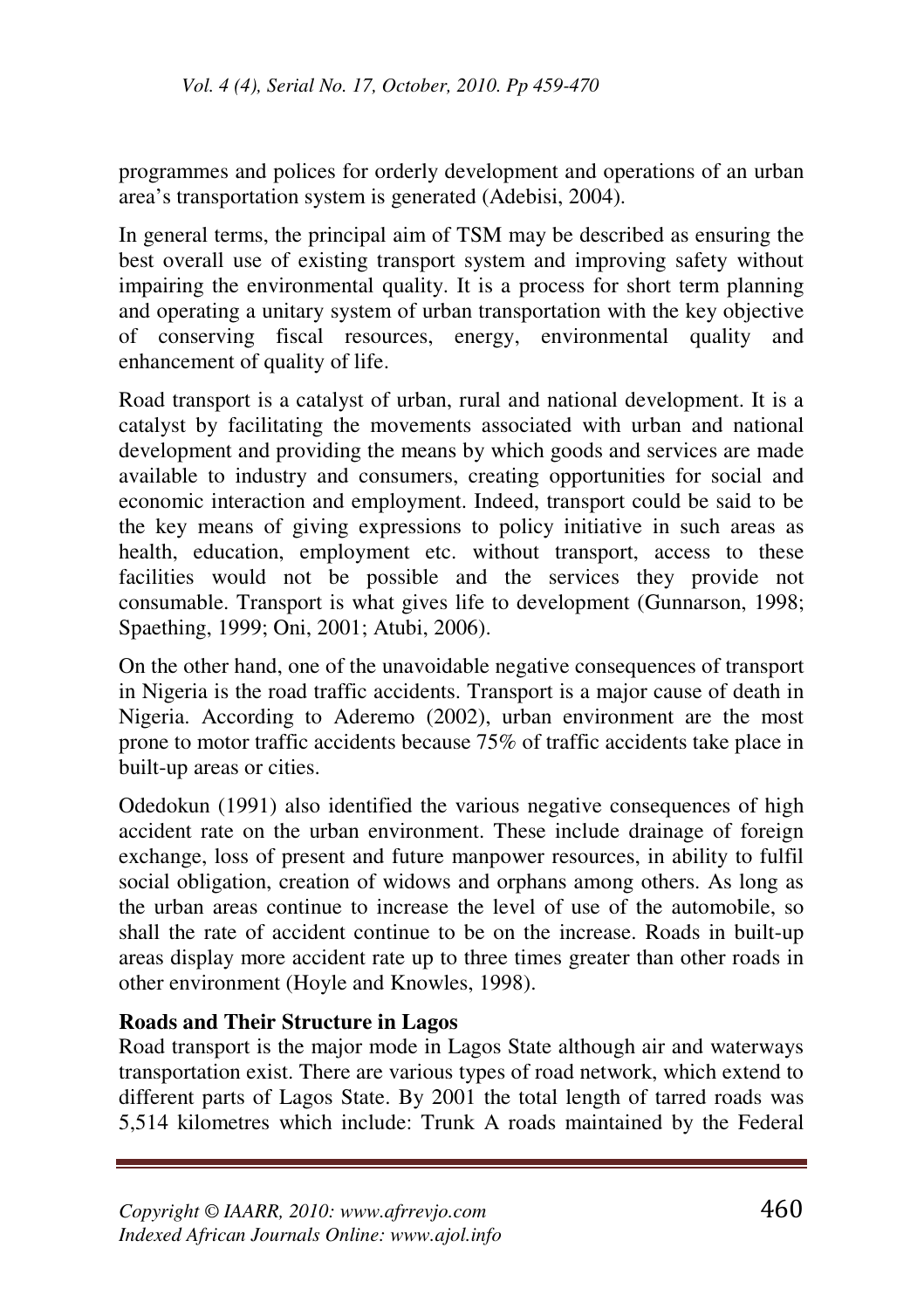programmes and polices for orderly development and operations of an urban area's transportation system is generated (Adebisi, 2004).

In general terms, the principal aim of TSM may be described as ensuring the best overall use of existing transport system and improving safety without impairing the environmental quality. It is a process for short term planning and operating a unitary system of urban transportation with the key objective of conserving fiscal resources, energy, environmental quality and enhancement of quality of life.

Road transport is a catalyst of urban, rural and national development. It is a catalyst by facilitating the movements associated with urban and national development and providing the means by which goods and services are made available to industry and consumers, creating opportunities for social and economic interaction and employment. Indeed, transport could be said to be the key means of giving expressions to policy initiative in such areas as health, education, employment etc. without transport, access to these facilities would not be possible and the services they provide not consumable. Transport is what gives life to development (Gunnarson, 1998; Spaething, 1999; Oni, 2001; Atubi, 2006).

On the other hand, one of the unavoidable negative consequences of transport in Nigeria is the road traffic accidents. Transport is a major cause of death in Nigeria. According to Aderemo (2002), urban environment are the most prone to motor traffic accidents because 75% of traffic accidents take place in built-up areas or cities.

Odedokun (1991) also identified the various negative consequences of high accident rate on the urban environment. These include drainage of foreign exchange, loss of present and future manpower resources, in ability to fulfil social obligation, creation of widows and orphans among others. As long as the urban areas continue to increase the level of use of the automobile, so shall the rate of accident continue to be on the increase. Roads in built-up areas display more accident rate up to three times greater than other roads in other environment (Hoyle and Knowles, 1998).

**Roads and Their Structure in Lagos**

Road transport is the major mode in Lagos State although air and waterways transportation exist. There are various types of road network, which extend to different parts of Lagos State. By 2001 the total length of tarred roads was 5,514 kilometres which include: Trunk A roads maintained by the Federal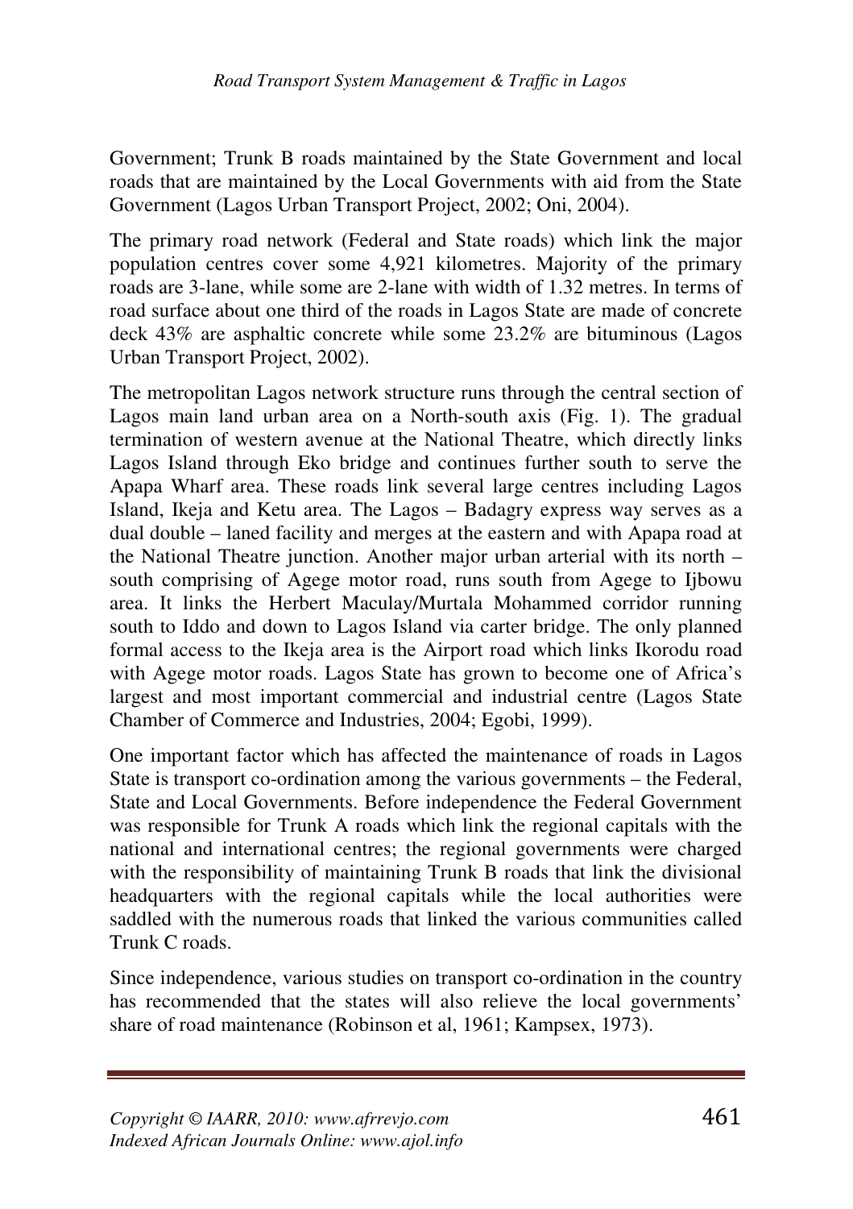Government; Trunk B roads maintained by the State Government and local roads that are maintained by the Local Governments with aid from the State Government (Lagos Urban Transport Project, 2002; Oni, 2004).

The primary road network (Federal and State roads) which link the major population centres cover some 4,921 kilometres. Majority of the primary roads are 3-lane, while some are 2-lane with width of 1.32 metres. In terms of road surface about one third of the roads in Lagos State are made of concrete deck 43% are asphaltic concrete while some 23.2% are bituminous (Lagos Urban Transport Project, 2002).

The metropolitan Lagos network structure runs through the central section of Lagos main land urban area on a North-south axis (Fig. 1). The gradual termination of western avenue at the National Theatre, which directly links Lagos Island through Eko bridge and continues further south to serve the Apapa Wharf area. These roads link several large centres including Lagos Island, Ikeja and Ketu area. The Lagos – Badagry express way serves as a dual double – laned facility and merges at the eastern and with Apapa road at the National Theatre junction. Another major urban arterial with its north – south comprising of Agege motor road, runs south from Agege to Ijbowu area. It links the Herbert Maculay/Murtala Mohammed corridor running south to Iddo and down to Lagos Island via carter bridge. The only planned formal access to the Ikeja area is the Airport road which links Ikorodu road with Agege motor roads. Lagos State has grown to become one of Africa's largest and most important commercial and industrial centre (Lagos State Chamber of Commerce and Industries, 2004; Egobi, 1999).

One important factor which has affected the maintenance of roads in Lagos State is transport co-ordination among the various governments – the Federal, State and Local Governments. Before independence the Federal Government was responsible for Trunk A roads which link the regional capitals with the national and international centres; the regional governments were charged with the responsibility of maintaining Trunk B roads that link the divisional headquarters with the regional capitals while the local authorities were saddled with the numerous roads that linked the various communities called Trunk C roads.

Since independence, various studies on transport co-ordination in the country has recommended that the states will also relieve the local governments' share of road maintenance (Robinson et al, 1961; Kampsex, 1973).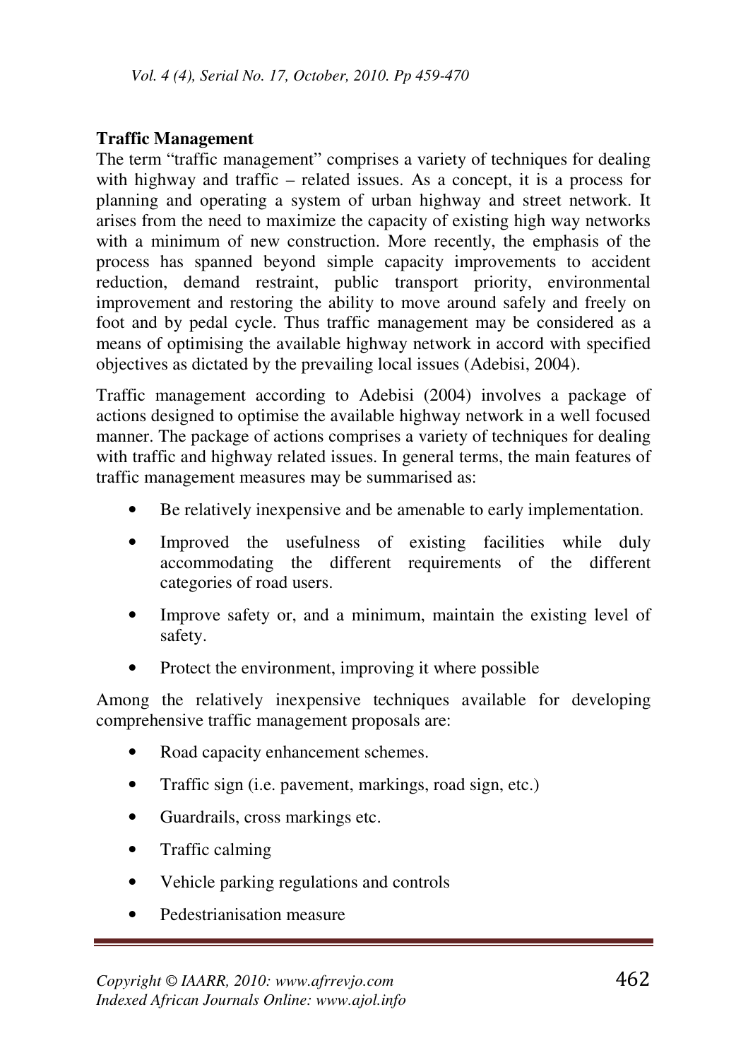**Traffic Management**

The term "traffic management" comprises a variety of techniques for dealing with highway and traffic – related issues. As a concept, it is a process for planning and operating a system of urban highway and street network. It arises from the need to maximize the capacity of existing high way networks with a minimum of new construction. More recently, the emphasis of the process has spanned beyond simple capacity improvements to accident reduction, demand restraint, public transport priority, environmental improvement and restoring the ability to move around safely and freely on foot and by pedal cycle. Thus traffic management may be considered as a means of optimising the available highway network in accord with specified objectives as dictated by the prevailing local issues (Adebisi, 2004).

Traffic management according to Adebisi (2004) involves a package of actions designed to optimise the available highway network in a well focused manner. The package of actions comprises a variety of techniques for dealing with traffic and highway related issues. In general terms, the main features of traffic management measures may be summarised as:

- Be relatively inexpensive and be amenable to early implementation.
- Improved the usefulness of existing facilities while duly accommodating the different requirements of the different categories of road users.
- Improve safety or, and a minimum, maintain the existing level of safety.
- Protect the environment, improving it where possible

Among the relatively inexpensive techniques available for developing comprehensive traffic management proposals are:

- Road capacity enhancement schemes.
- Traffic sign (i.e. pavement, markings, road sign, etc.)
- Guardrails, cross markings etc.
- Traffic calming
- Vehicle parking regulations and controls
- Pedestrianisation measure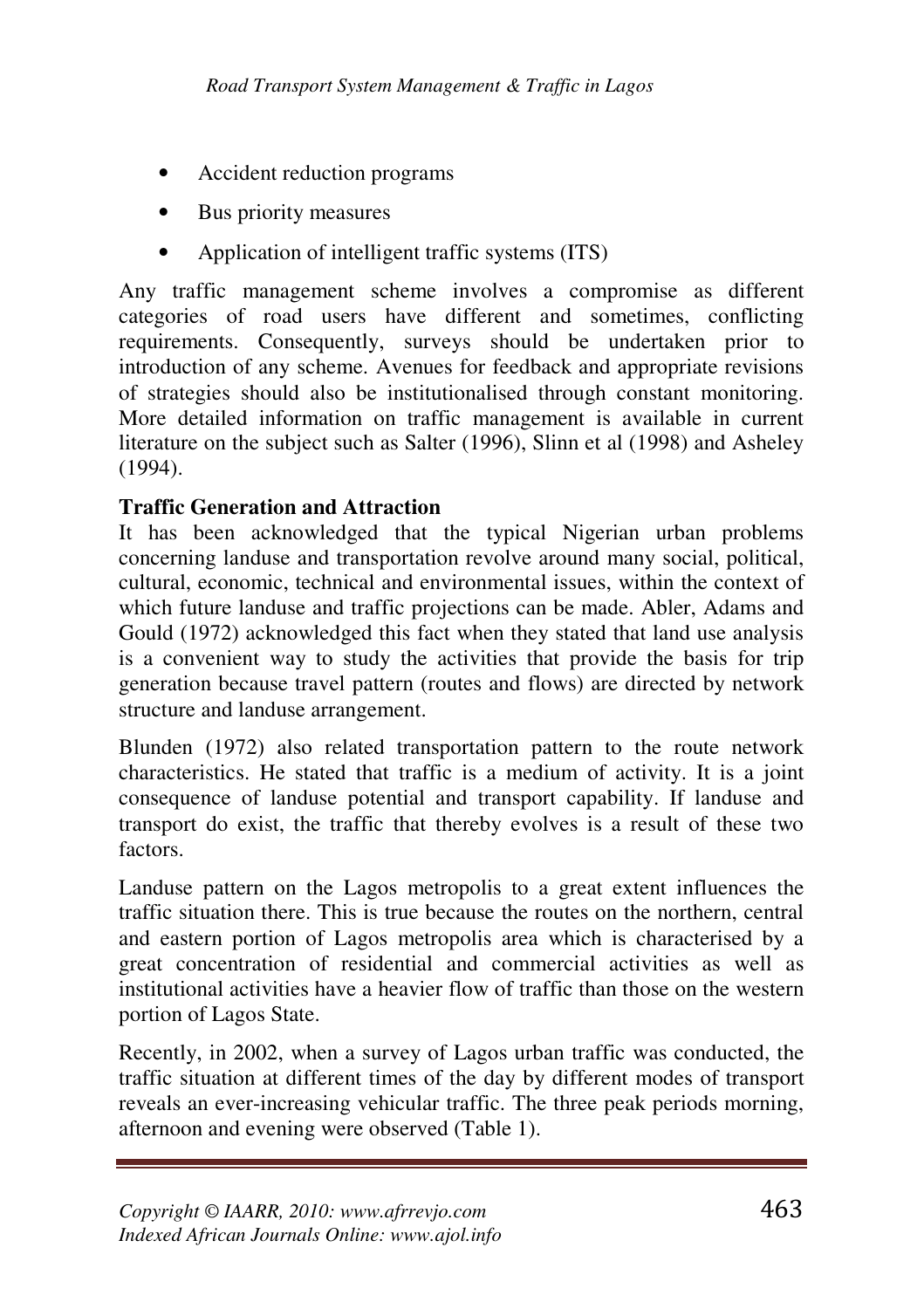- Accident reduction programs
- Bus priority measures
- Application of intelligent traffic systems (ITS)

Any traffic management scheme involves a compromise as different categories of road users have different and sometimes, conflicting requirements. Consequently, surveys should be undertaken prior to introduction of any scheme. Avenues for feedback and appropriate revisions of strategies should also be institutionalised through constant monitoring. More detailed information on traffic management is available in current literature on the subject such as Salter (1996), Slinn et al (1998) and Asheley (1994).

**Traffic Generation and Attraction**

It has been acknowledged that the typical Nigerian urban problems concerning landuse and transportation revolve around many social, political, cultural, economic, technical and environmental issues, within the context of which future landuse and traffic projections can be made. Abler, Adams and Gould (1972) acknowledged this fact when they stated that land use analysis is a convenient way to study the activities that provide the basis for trip generation because travel pattern (routes and flows) are directed by network structure and landuse arrangement.

Blunden (1972) also related transportation pattern to the route network characteristics. He stated that traffic is a medium of activity. It is a joint consequence of landuse potential and transport capability. If landuse and transport do exist, the traffic that thereby evolves is a result of these two factors.

Landuse pattern on the Lagos metropolis to a great extent influences the traffic situation there. This is true because the routes on the northern, central and eastern portion of Lagos metropolis area which is characterised by a great concentration of residential and commercial activities as well as institutional activities have a heavier flow of traffic than those on the western portion of Lagos State.

Recently, in 2002, when a survey of Lagos urban traffic was conducted, the traffic situation at different times of the day by different modes of transport reveals an ever-increasing vehicular traffic. The three peak periods morning, afternoon and evening were observed (Table 1).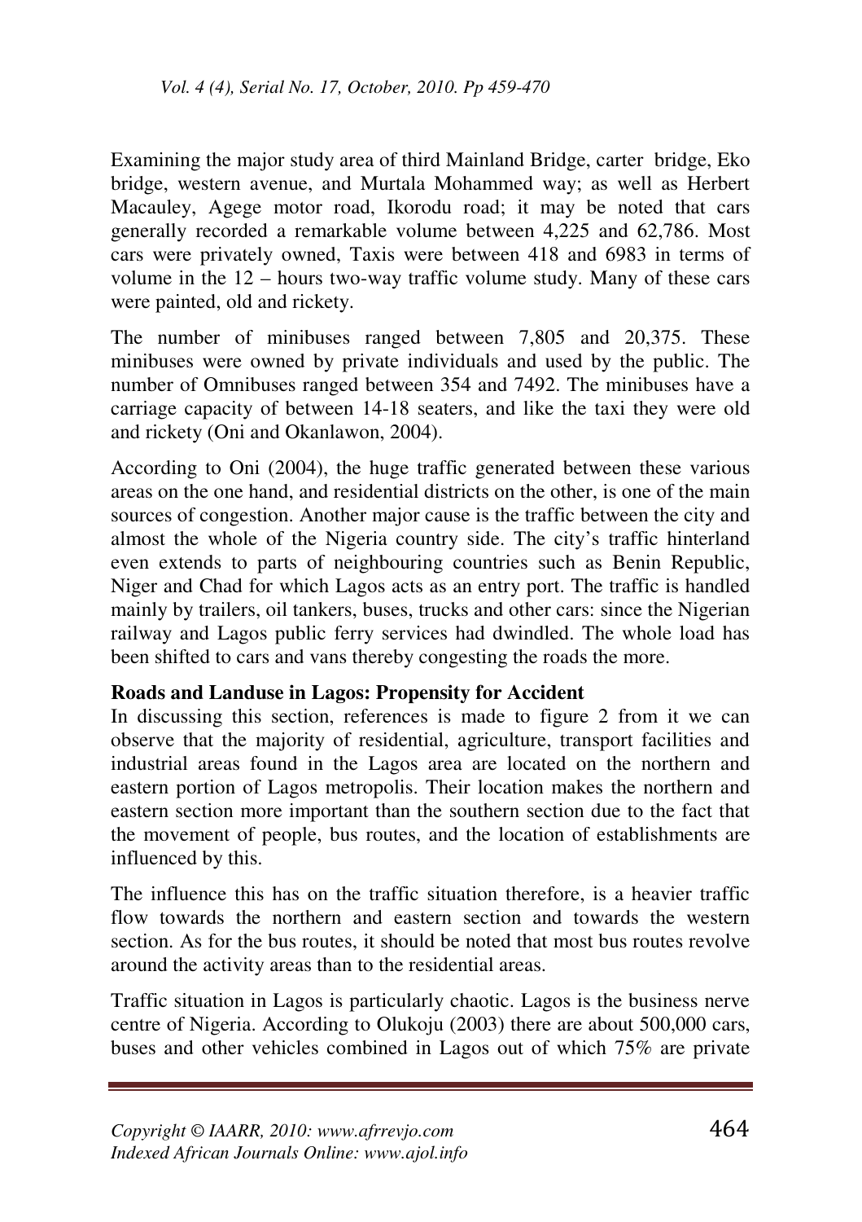Examining the major study area of third Mainland Bridge, carter bridge, Eko bridge, western avenue, and Murtala Mohammed way; as well as Herbert Macauley, Agege motor road, Ikorodu road; it may be noted that cars generally recorded a remarkable volume between 4,225 and 62,786. Most cars were privately owned, Taxis were between 418 and 6983 in terms of volume in the 12 – hours two-way traffic volume study. Many of these cars were painted, old and rickety.

The number of minibuses ranged between 7,805 and 20,375. These minibuses were owned by private individuals and used by the public. The number of Omnibuses ranged between 354 and 7492. The minibuses have a carriage capacity of between 14-18 seaters, and like the taxi they were old and rickety (Oni and Okanlawon, 2004).

According to Oni (2004), the huge traffic generated between these various areas on the one hand, and residential districts on the other, is one of the main sources of congestion. Another major cause is the traffic between the city and almost the whole of the Nigeria country side. The city's traffic hinterland even extends to parts of neighbouring countries such as Benin Republic, Niger and Chad for which Lagos acts as an entry port. The traffic is handled mainly by trailers, oil tankers, buses, trucks and other cars: since the Nigerian railway and Lagos public ferry services had dwindled. The whole load has been shifted to cars and vans thereby congesting the roads the more.

**Roads and Landuse in Lagos: Propensity for Accident**

In discussing this section, references is made to figure 2 from it we can observe that the majority of residential, agriculture, transport facilities and industrial areas found in the Lagos area are located on the northern and eastern portion of Lagos metropolis. Their location makes the northern and eastern section more important than the southern section due to the fact that the movement of people, bus routes, and the location of establishments are influenced by this.

The influence this has on the traffic situation therefore, is a heavier traffic flow towards the northern and eastern section and towards the western section. As for the bus routes, it should be noted that most bus routes revolve around the activity areas than to the residential areas.

Traffic situation in Lagos is particularly chaotic. Lagos is the business nerve centre of Nigeria. According to Olukoju (2003) there are about 500,000 cars, buses and other vehicles combined in Lagos out of which 75% are private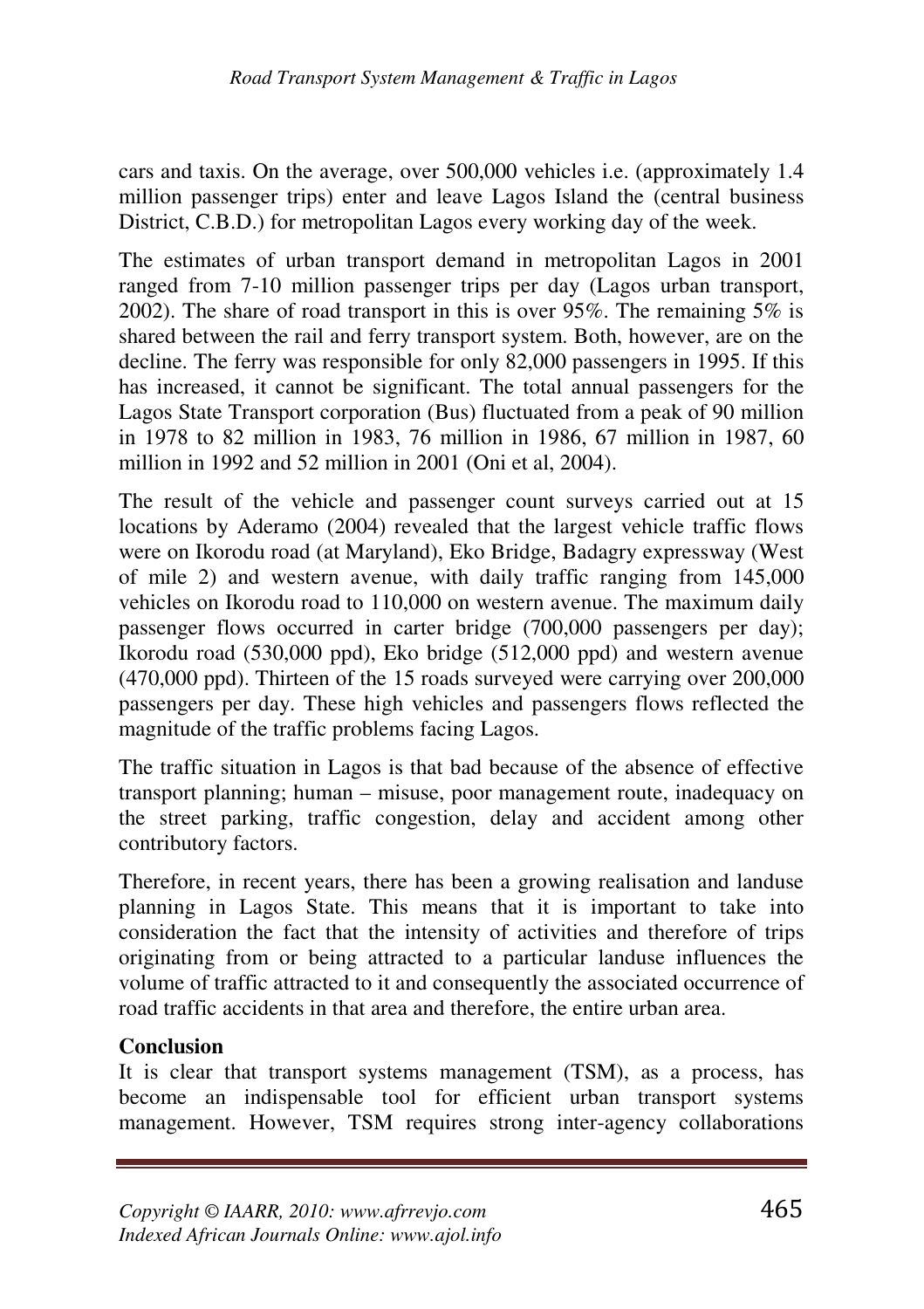cars and taxis. On the average, over 500,000 vehicles i.e. (approximately 1.4 million passenger trips) enter and leave Lagos Island the (central business District, C.B.D.) for metropolitan Lagos every working day of the week.

The estimates of urban transport demand in metropolitan Lagos in 2001 ranged from 7-10 million passenger trips per day (Lagos urban transport, 2002). The share of road transport in this is over 95%. The remaining 5% is shared between the rail and ferry transport system. Both, however, are on the decline. The ferry was responsible for only 82,000 passengers in 1995. If this has increased, it cannot be significant. The total annual passengers for the Lagos State Transport corporation (Bus) fluctuated from a peak of 90 million in 1978 to 82 million in 1983, 76 million in 1986, 67 million in 1987, 60 million in 1992 and 52 million in 2001 (Oni et al, 2004).

The result of the vehicle and passenger count surveys carried out at 15 locations by Aderamo (2004) revealed that the largest vehicle traffic flows were on Ikorodu road (at Maryland), Eko Bridge, Badagry expressway (West of mile 2) and western avenue, with daily traffic ranging from 145,000 vehicles on Ikorodu road to 110,000 on western avenue. The maximum daily passenger flows occurred in carter bridge (700,000 passengers per day); Ikorodu road (530,000 ppd), Eko bridge (512,000 ppd) and western avenue (470,000 ppd). Thirteen of the 15 roads surveyed were carrying over 200,000 passengers per day. These high vehicles and passengers flows reflected the magnitude of the traffic problems facing Lagos.

The traffic situation in Lagos is that bad because of the absence of effective transport planning; human – misuse, poor management route, inadequacy on the street parking, traffic congestion, delay and accident among other contributory factors.

Therefore, in recent years, there has been a growing realisation and landuse planning in Lagos State. This means that it is important to take into consideration the fact that the intensity of activities and therefore of trips originating from or being attracted to a particular landuse influences the volume of traffic attracted to it and consequently the associated occurrence of road traffic accidents in that area and therefore, the entire urban area.

**Conclusion**

It is clear that transport systems management (TSM), as a process, has become an indispensable tool for efficient urban transport systems management. However, TSM requires strong inter-agency collaborations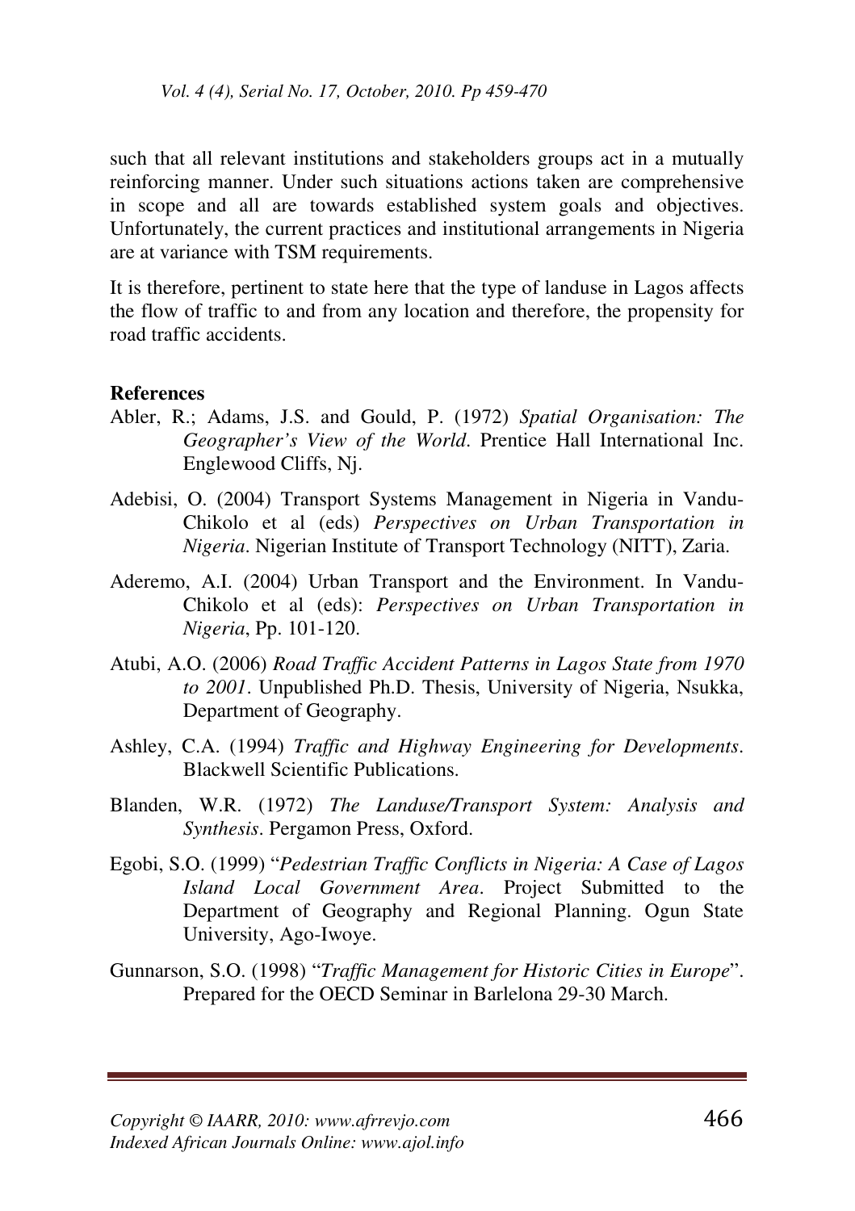such that all relevant institutions and stakeholders groups act in a mutually reinforcing manner. Under such situations actions taken are comprehensive in scope and all are towards established system goals and objectives. Unfortunately, the current practices and institutional arrangements in Nigeria are at variance with TSM requirements.

It is therefore, pertinent to state here that the type of landuse in Lagos affects the flow of traffic to and from any location and therefore, the propensity for road traffic accidents.

**References**

Abler, R.; Adams, J.S. and Gould, P. (1972) *Spatial Organisation: The Geographer's View of the World*. Prentice Hall International Inc. Englewood Cliffs, Nj.

Adebisi, O. (2004) Transport Systems Management in Nigeria in Vandu-Chikolo et al (eds) *Perspectives on Urban Transportation in Nigeria*. Nigerian Institute of Transport Technology (NITT), Zaria.

Aderemo, A.I. (2004) Urban Transport and the Environment. In Vandu-Chikolo et al (eds): *Perspectives on Urban Transportation in Nigeria*, Pp. 101-120.

Atubi, A.O. (2006) *Road Traffic Accident Patterns in Lagos State from 1970 to 2001*. Unpublished Ph.D. Thesis, University of Nigeria, Nsukka, Department of Geography.

Ashley, C.A. (1994) *Traffic and Highway Engineering for Developments*. Blackwell Scientific Publications.

Blanden, W.R. (1972) *The Landuse/Transport System: Analysis and Synthesis*. Pergamon Press, Oxford.

Egobi, S.O. (1999) "*Pedestrian Traffic Conflicts in Nigeria: A Case of Lagos Island Local Government Area*. Project Submitted to the Department of Geography and Regional Planning. Ogun State University, Ago-Iwoye.

Gunnarson, S.O. (1998) "*Traffic Management for Historic Cities in Europe*". Prepared for the OECD Seminar in Barlelona 29-30 March.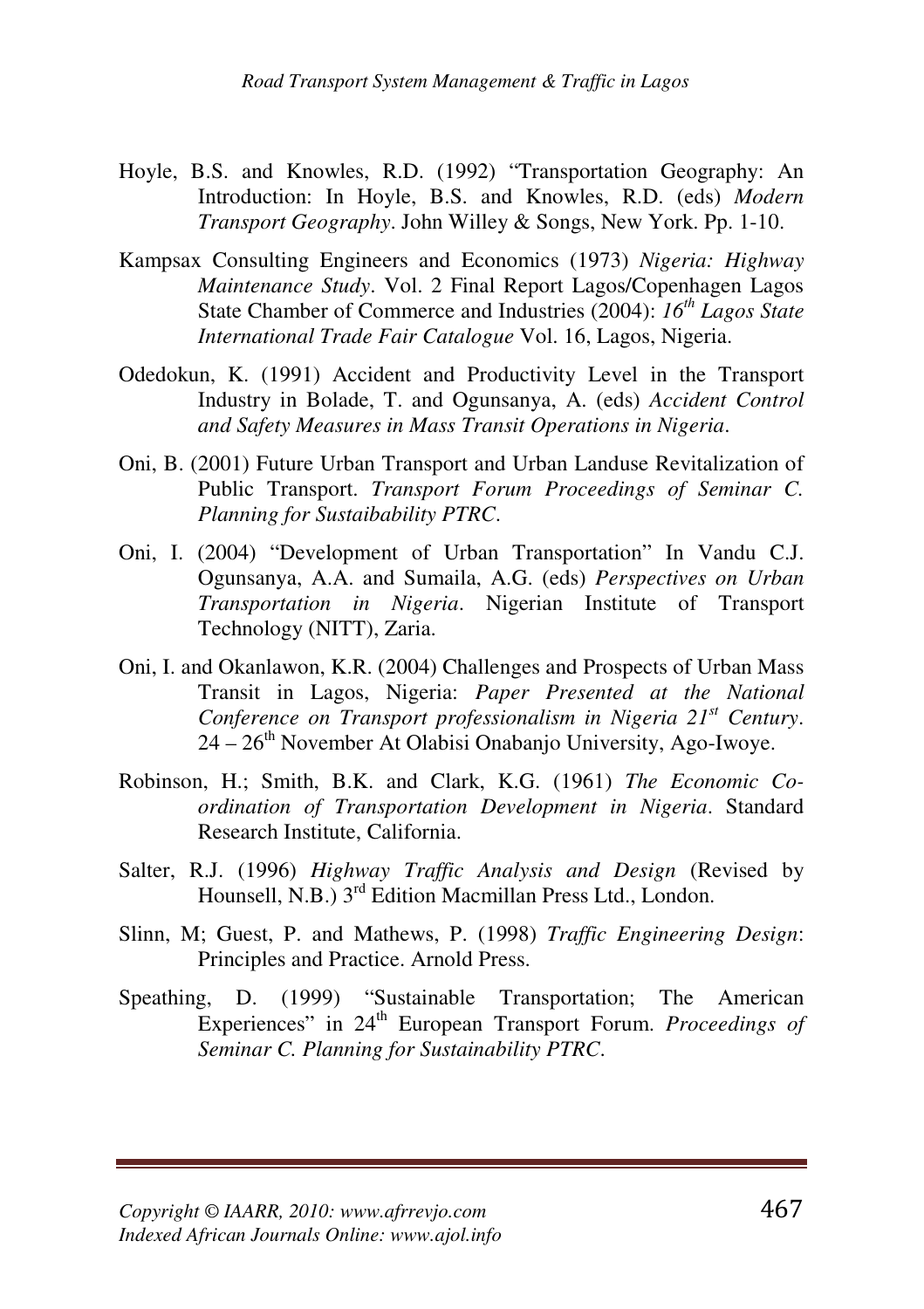Hoyle, B.S. and Knowles, R.D. (1992) "Transportation Geography: An Introduction: In Hoyle, B.S. and Knowles, R.D. (eds) *Modern Transport Geography*. John Willey & Songs, New York. Pp. 1-10.

Kampsax Consulting Engineers and Economics (1973) *Nigeria: Highway Maintenance Study*. Vol. 2 Final Report Lagos/Copenhagen Lagos State Chamber of Commerce and Industries (2004): *16th Lagos State International Trade Fair Catalogue* Vol. 16, Lagos, Nigeria.

Odedokun, K. (1991) Accident and Productivity Level in the Transport Industry in Bolade, T. and Ogunsanya, A. (eds) *Accident Control and Safety Measures in Mass Transit Operations in Nigeria*.

Oni, B. (2001) Future Urban Transport and Urban Landuse Revitalization of Public Transport. *Transport Forum Proceedings of Seminar C. Planning for Sustaibability PTRC*.

Oni, I. (2004) "Development of Urban Transportation" In Vandu C.J. Ogunsanya, A.A. and Sumaila, A.G. (eds) *Perspectives on Urban Transportation in Nigeria*. Nigerian Institute of Transport Technology (NITT), Zaria.

Oni, I. and Okanlawon, K.R. (2004) Challenges and Prospects of Urban Mass Transit in Lagos, Nigeria: *Paper Presented at the National Conference on Transport professionalism in Nigeria 21st Century*. 24 – 26th November At Olabisi Onabanjo University, Ago-Iwoye.

Robinson, H.; Smith, B.K. and Clark, K.G. (1961) *The Economic Co-ordination of Transportation Development in Nigeria*. Standard Research Institute, California.

Salter, R.J. (1996) *Highway Traffic Analysis and Design* (Revised by Hounsell, N.B.) 3rd Edition Macmillan Press Ltd., London.

Slinn, M; Guest, P. and Mathews, P. (1998) *Traffic Engineering Design*: Principles and Practice. Arnold Press.

Speathing, D. (1999) "Sustainable Transportation; The American Experiences" in 24th European Transport Forum. *Proceedings of Seminar C. Planning for Sustainability PTRC*.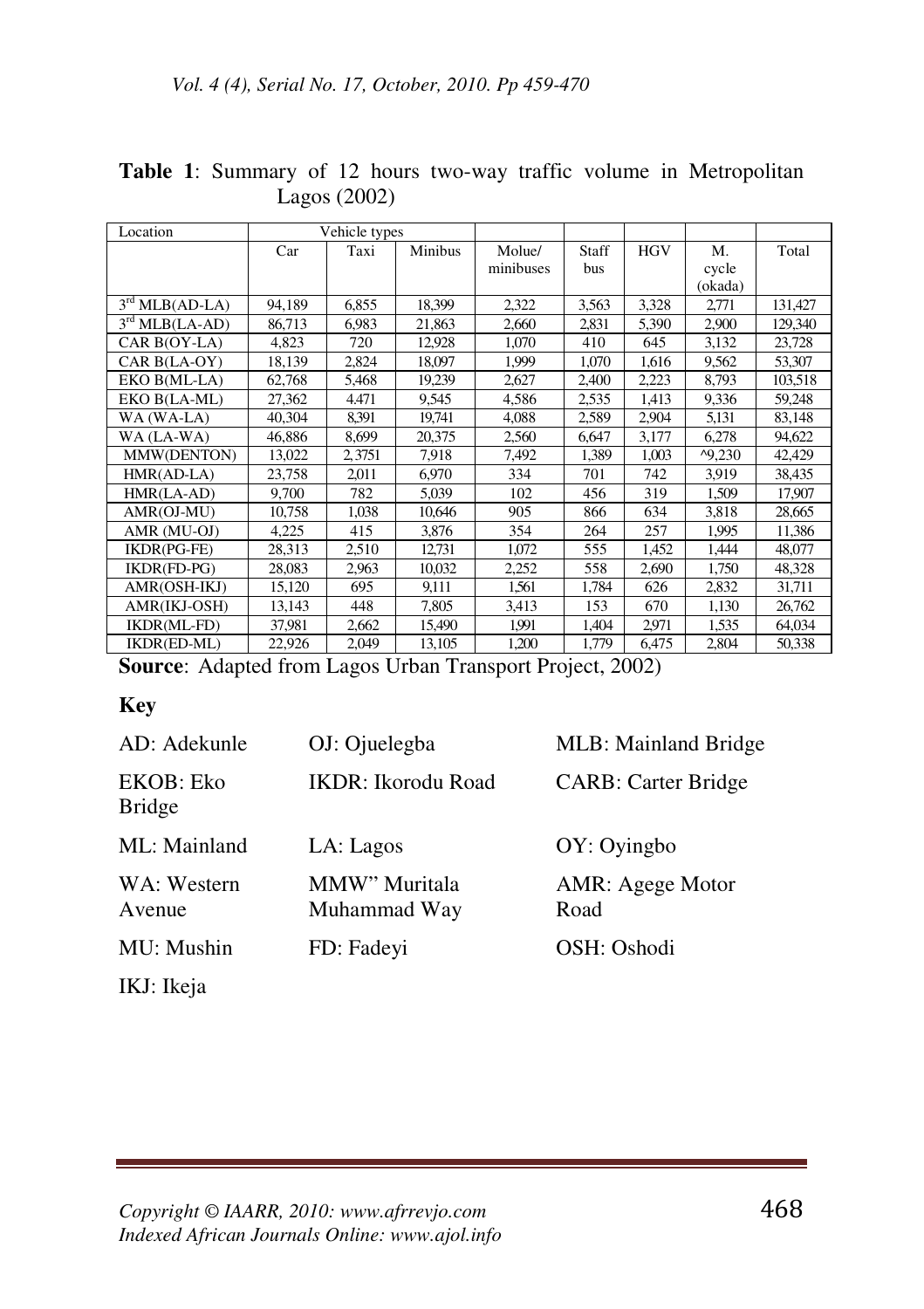**Table 1**: Summary of 12 hours two-way traffic volume in Metropolitan Lagos (2002)

| Location | Vehicle types | | | | | | | |
|---|---|---|---|---|---|---|---|---|
| | Car | Taxi | Minibus | Molue/ minibuses | Staff bus | HGV | M. cycle (okada) | Total |
| 3rd MLB(AD-LA) | 94,189 | 6,855 | 18,399 | 2,322 | 3,563 | 3,328 | 2,771 | 131,427 |
| 3rd MLB(LA-AD) | 86,713 | 6,983 | 21,863 | 2,660 | 2,831 | 5,390 | 2,900 | 129,340 |
| CAR B(OY-LA) | 4,823 | 720 | 12,928 | 1,070 | 410 | 645 | 3,132 | 23,728 |
| CAR B(LA-OY) | 18,139 | 2,824 | 18,097 | 1,999 | 1,070 | 1,616 | 9,562 | 53,307 |
| EKO B(ML-LA) | 62,768 | 5,468 | 19,239 | 2,627 | 2,400 | 2,223 | 8,793 | 103,518 |
| EKO B(LA-ML) | 27,362 | 4,471 | 9,545 | 4,586 | 2,535 | 1,413 | 9,336 | 59,248 |
| WA (WA-LA) | 40,304 | 8,391 | 19,741 | 4,088 | 2,589 | 2,904 | 5,131 | 83,148 |
| WA (LA-WA) | 46,886 | 8,699 | 20,375 | 2,560 | 6,647 | 3,177 | 6,278 | 94,622 |
| MMW(DENTON) | 13,022 | 2, 3751 | 7,918 | 7,492 | 1,389 | 1,003 | ^9,230 | 42,429 |
| HMR(AD-LA) | 23,758 | 2,011 | 6,970 | 334 | 701 | 742 | 3,919 | 38,435 |
| HMR(LA-AD) | 9,700 | 782 | 5,039 | 102 | 456 | 319 | 1,509 | 17,907 |
| AMR(OJ-MU) | 10,758 | 1,038 | 10,646 | 905 | 866 | 634 | 3,818 | 28,665 |
| AMR (MU-OJ) | 4,225 | 415 | 3,876 | 354 | 264 | 257 | 1,995 | 11,386 |
| IKDR(PG-FE) | 28,313 | 2,510 | 12,731 | 1,072 | 555 | 1,452 | 1,444 | 48,077 |
| IKDR(FD-PG) | 28,083 | 2,963 | 10,032 | 2,252 | 558 | 2,690 | 1,750 | 48,328 |
| AMR(OSH-IKJ) | 15,120 | 695 | 9,111 | 1,561 | 1,784 | 626 | 2,832 | 31,711 |
| AMR(IKJ-OSH) | 13,143 | 448 | 7,805 | 3,413 | 153 | 670 | 1,130 | 26,762 |
| IKDR(ML-FD) | 37,981 | 2,662 | 15,490 | 1,991 | 1,404 | 2,971 | 1,535 | 64,034 |
| IKDR(ED-ML) | 22,926 | 2,049 | 13,105 | 1,200 | 1,779 | 6,475 | 2,804 | 50,338 |

**Source**: Adapted from Lagos Urban Transport Project, 2002)

**Key**

| | | |
|---|---|---|
| AD: Adekunle | OJ: Ojuelegba | MLB: Mainland Bridge |
| EKOB: Eko Bridge | IKDR: Ikorodu Road | CARB: Carter Bridge |
| ML: Mainland | LA: Lagos | OY: Oyingbo |
| WA: Western Avenue | MMW" Muritala Muhammad Way | AMR: Agege Motor Road |
| MU: Mushin | FD: Fadeyi | OSH: Oshodi |
| IKJ: Ikeja | | |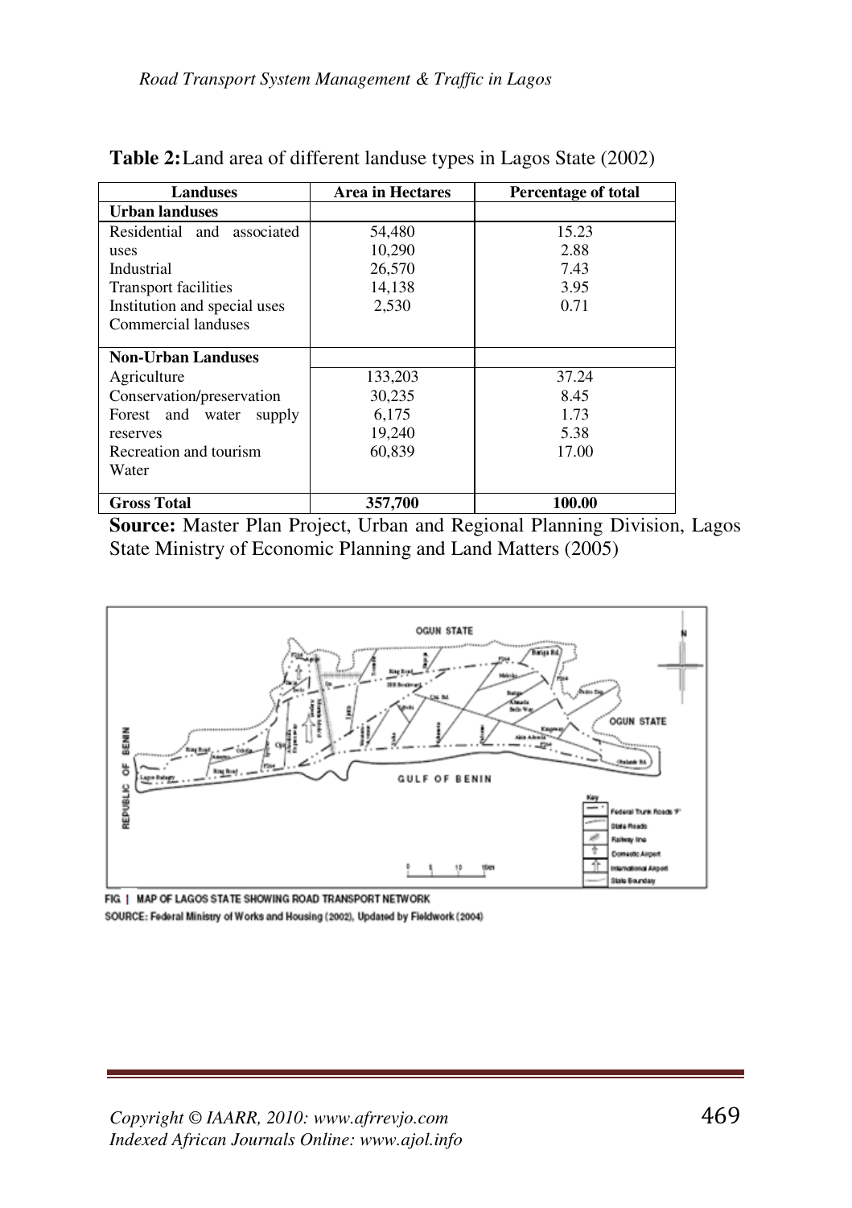**Table 2:** Land area of different landuse types in Lagos State (2002)

| Landuses | Area in Hectares | Percentage of total |
|---|---|---|
| **Urban landuses** | | |
| Residential and associated uses | 54,480 | 15.23 |
| Industrial | 10,290 | 2.88 |
| Transport facilities | 26,570 | 7.43 |
| Institution and special uses | 14,138 | 3.95 |
| Commercial landuses | 2,530 | 0.71 |
| **Non-Urban Landuses** | | |
| Agriculture | 133,203 | 37.24 |
| Conservation/preservation | 30,235 | 8.45 |
| Forest and water supply reserves | 6,175 | 1.73 |
| Recreation and tourism | 19,240 | 5.38 |
| Water | 60,839 | 17.00 |
| **Gross Total** | **357,700** | **100.00** |

**Source:** Master Plan Project, Urban and Regional Planning Division, Lagos State Ministry of Economic Planning and Land Matters (2005)

FIG | MAP OF LAGOS STATE SHOWING ROAD TRANSPORT NETWORK

SOURCE: Federal Ministry of Works and Housing (2002), Updated by Fieldwork (2004)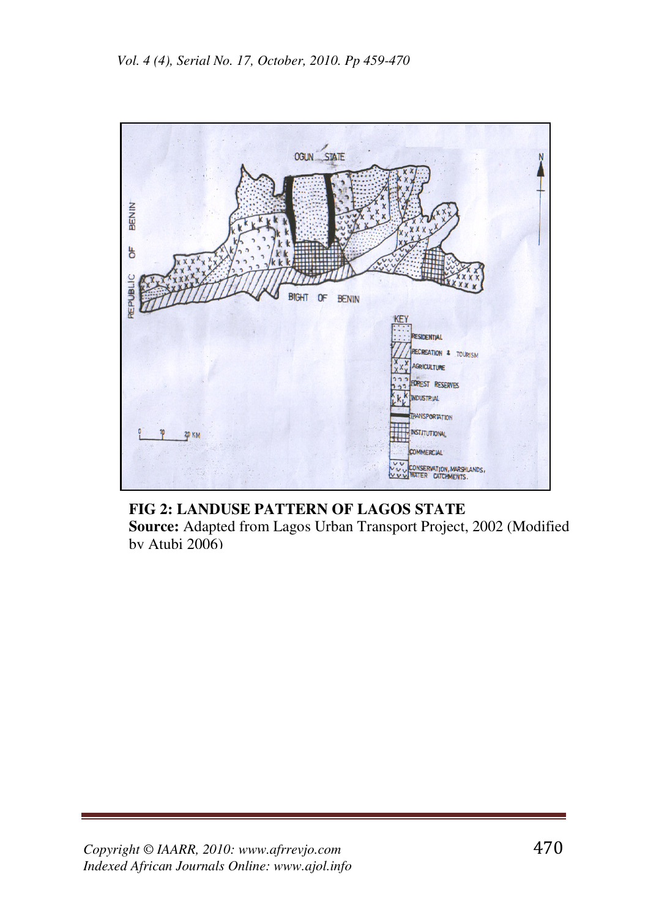OGUN STATE

REPUBLIC OF BENIN

BIGHT OF BENIN

N

KEY

RESIDENTIAL

RECREATION & TOURISM

AGRICULTURE

FOREST RESERVES

INDUSTRIAL

TRANSPORTATION

INSTITUTIONAL

COMMERCIAL

CONSERVATION, MARSHLANDS, WATER CATCHMENTS.

0 10 20 KM

**FIG 2: LANDUSE PATTERN OF LAGOS STATE**

**Source:** Adapted from Lagos Urban Transport Project, 2002 (Modified by Atubi 2006)